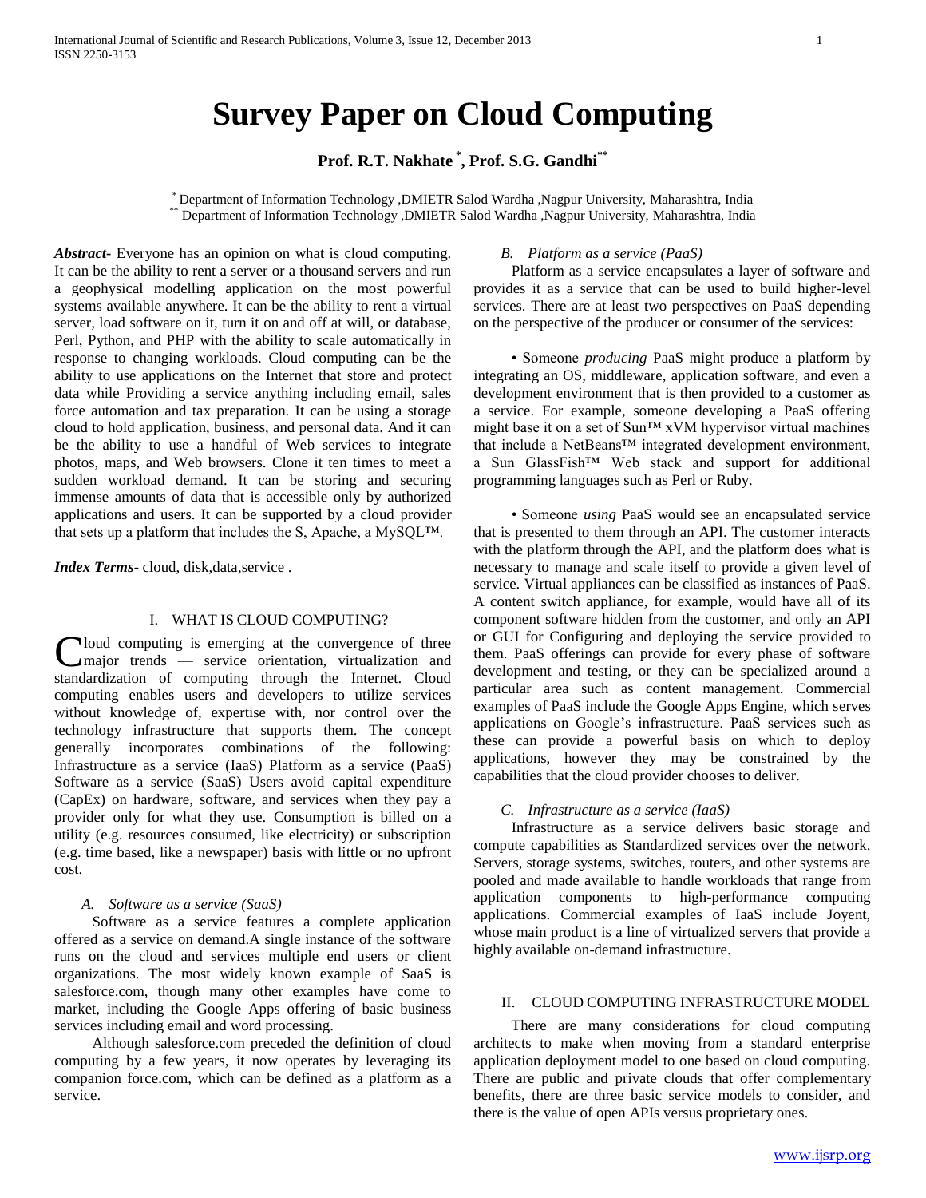# Survey Paper on Cloud Computing

**Prof. R.T. Nakhate [*], Prof. S.G. Gandhi [**]**

[*] Department of Information Technology ,DMIETR Salod Wardha ,Nagpur University, Maharashtra, India
[**] Department of Information Technology ,DMIETR Salod Wardha ,Nagpur University, Maharashtra, India

***Abstract***- Everyone has an opinion on what is cloud computing. It can be the ability to rent a server or a thousand servers and run a geophysical modelling application on the most powerful systems available anywhere. It can be the ability to rent a virtual server, load software on it, turn it on and off at will, or database, Perl, Python, and PHP with the ability to scale automatically in response to changing workloads. Cloud computing can be the ability to use applications on the Internet that store and protect data while Providing a service anything including email, sales force automation and tax preparation. It can be using a storage cloud to hold application, business, and personal data. And it can be the ability to use a handful of Web services to integrate photos, maps, and Web browsers. Clone it ten times to meet a sudden workload demand. It can be storing and securing immense amounts of data that is accessible only by authorized applications and users. It can be supported by a cloud provider that sets up a platform that includes the S, Apache, a MySQL™.

***Index Terms***- cloud, disk,data,service .

## I. WHAT IS CLOUD COMPUTING?

Cloud computing is emerging at the convergence of three major trends — service orientation, virtualization and standardization of computing through the Internet. Cloud computing enables users and developers to utilize services without knowledge of, expertise with, nor control over the technology infrastructure that supports them. The concept generally incorporates combinations of the following: Infrastructure as a service (IaaS) Platform as a service (PaaS) Software as a service (SaaS) Users avoid capital expenditure (CapEx) on hardware, software, and services when they pay a provider only for what they use. Consumption is billed on a utility (e.g. resources consumed, like electricity) or subscription (e.g. time based, like a newspaper) basis with little or no upfront cost.

### *A. Software as a service (SaaS)*

Software as a service features a complete application offered as a service on demand.A single instance of the software runs on the cloud and services multiple end users or client organizations. The most widely known example of SaaS is salesforce.com, though many other examples have come to market, including the Google Apps offering of basic business services including email and word processing.

Although salesforce.com preceded the definition of cloud computing by a few years, it now operates by leveraging its companion force.com, which can be defined as a platform as a service.

### *B. Platform as a service (PaaS)*

Platform as a service encapsulates a layer of software and provides it as a service that can be used to build higher-level services. There are at least two perspectives on PaaS depending on the perspective of the producer or consumer of the services:

• Someone *producing* PaaS might produce a platform by integrating an OS, middleware, application software, and even a development environment that is then provided to a customer as a service. For example, someone developing a PaaS offering might base it on a set of Sun™ xVM hypervisor virtual machines that include a NetBeans™ integrated development environment, a Sun GlassFish™ Web stack and support for additional programming languages such as Perl or Ruby.

• Someone *using* PaaS would see an encapsulated service that is presented to them through an API. The customer interacts with the platform through the API, and the platform does what is necessary to manage and scale itself to provide a given level of service. Virtual appliances can be classified as instances of PaaS. A content switch appliance, for example, would have all of its component software hidden from the customer, and only an API or GUI for Configuring and deploying the service provided to them. PaaS offerings can provide for every phase of software development and testing, or they can be specialized around a particular area such as content management. Commercial examples of PaaS include the Google Apps Engine, which serves applications on Google's infrastructure. PaaS services such as these can provide a powerful basis on which to deploy applications, however they may be constrained by the capabilities that the cloud provider chooses to deliver.

### *C. Infrastructure as a service (IaaS)*

Infrastructure as a service delivers basic storage and compute capabilities as Standardized services over the network. Servers, storage systems, switches, routers, and other systems are pooled and made available to handle workloads that range from application components to high-performance computing applications. Commercial examples of IaaS include Joyent, whose main product is a line of virtualized servers that provide a highly available on-demand infrastructure.

## II. CLOUD COMPUTING INFRASTRUCTURE MODEL

There are many considerations for cloud computing architects to make when moving from a standard enterprise application deployment model to one based on cloud computing. There are public and private clouds that offer complementary benefits, there are three basic service models to consider, and there is the value of open APIs versus proprietary ones.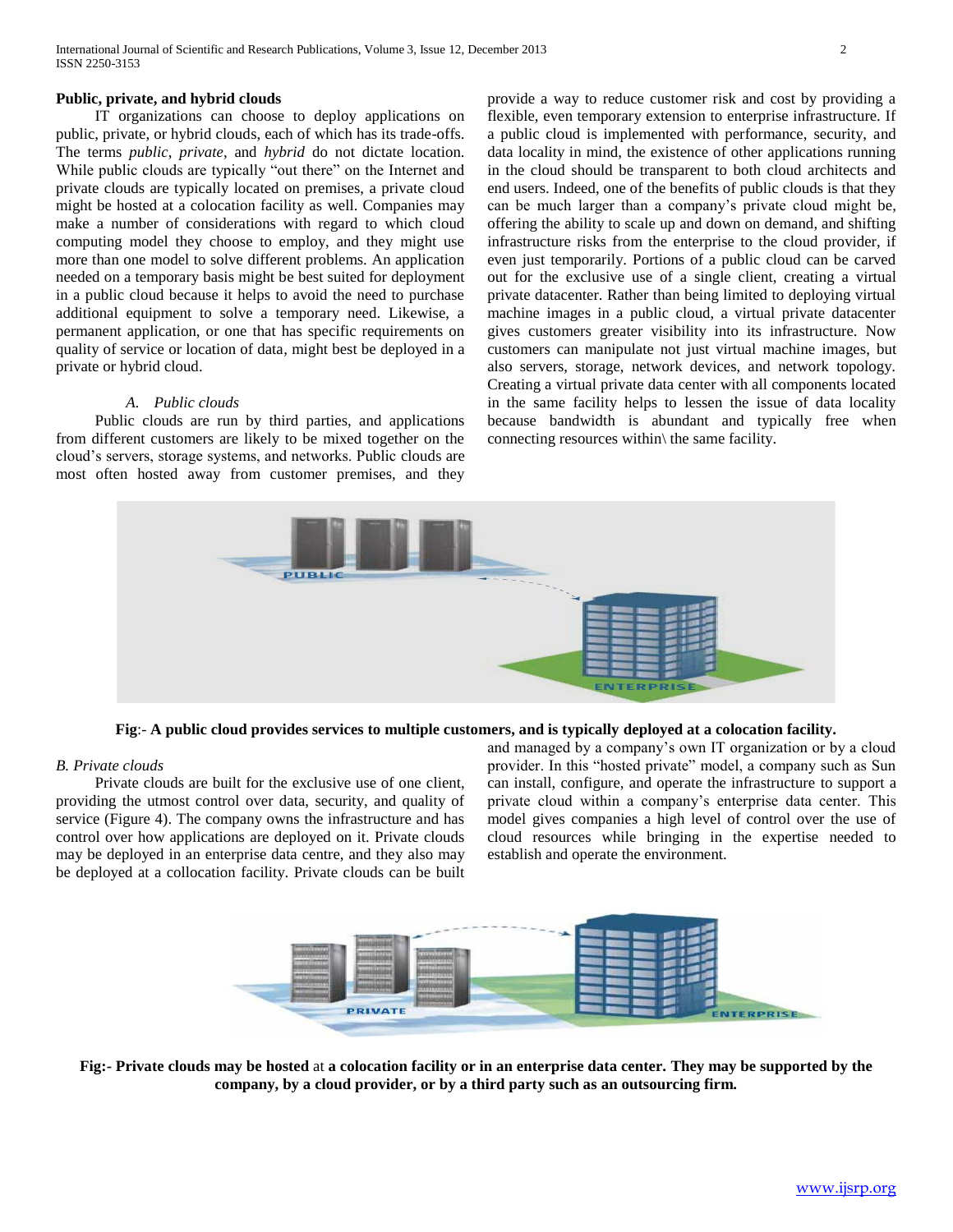**Public, private, and hybrid clouds**

IT organizations can choose to deploy applications on public, private, or hybrid clouds, each of which has its trade-offs. The terms *public*, *private*, and *hybrid* do not dictate location. While public clouds are typically "out there" on the Internet and private clouds are typically located on premises, a private cloud might be hosted at a colocation facility as well. Companies may make a number of considerations with regard to which cloud computing model they choose to employ, and they might use more than one model to solve different problems. An application needed on a temporary basis might be best suited for deployment in a public cloud because it helps to avoid the need to purchase additional equipment to solve a temporary need. Likewise, a permanent application, or one that has specific requirements on quality of service or location of data, might best be deployed in a private or hybrid cloud.

*A. Public clouds*

Public clouds are run by third parties, and applications from different customers are likely to be mixed together on the cloud's servers, storage systems, and networks. Public clouds are most often hosted away from customer premises, and they provide a way to reduce customer risk and cost by providing a flexible, even temporary extension to enterprise infrastructure. If a public cloud is implemented with performance, security, and data locality in mind, the existence of other applications running in the cloud should be transparent to both cloud architects and end users. Indeed, one of the benefits of public clouds is that they can be much larger than a company's private cloud might be, offering the ability to scale up and down on demand, and shifting infrastructure risks from the enterprise to the cloud provider, if even just temporarily. Portions of a public cloud can be carved out for the exclusive use of a single client, creating a virtual private datacenter. Rather than being limited to deploying virtual machine images in a public cloud, a virtual private datacenter gives customers greater visibility into its infrastructure. Now customers can manipulate not just virtual machine images, but also servers, storage, network devices, and network topology. Creating a virtual private data center with all components located in the same facility helps to lessen the issue of data locality because bandwidth is abundant and typically free when connecting resources within\ the same facility.

PUBLIC

ENTERPRISE

**Fig:- A public cloud provides services to multiple customers, and is typically deployed at a colocation facility.**

*B. Private clouds*

Private clouds are built for the exclusive use of one client, providing the utmost control over data, security, and quality of service (Figure 4). The company owns the infrastructure and has control over how applications are deployed on it. Private clouds may be deployed in an enterprise data centre, and they also may be deployed at a collocation facility. Private clouds can be built and managed by a company's own IT organization or by a cloud provider. In this "hosted private" model, a company such as Sun can install, configure, and operate the infrastructure to support a private cloud within a company's enterprise data center. This model gives companies a high level of control over the use of cloud resources while bringing in the expertise needed to establish and operate the environment.

PRIVATE

ENTERPRISE

**Fig:- Private clouds may be hosted** at **a colocation facility or in an enterprise data center. They may be supported by the company, by a cloud provider, or by a third party such as an outsourcing firm.**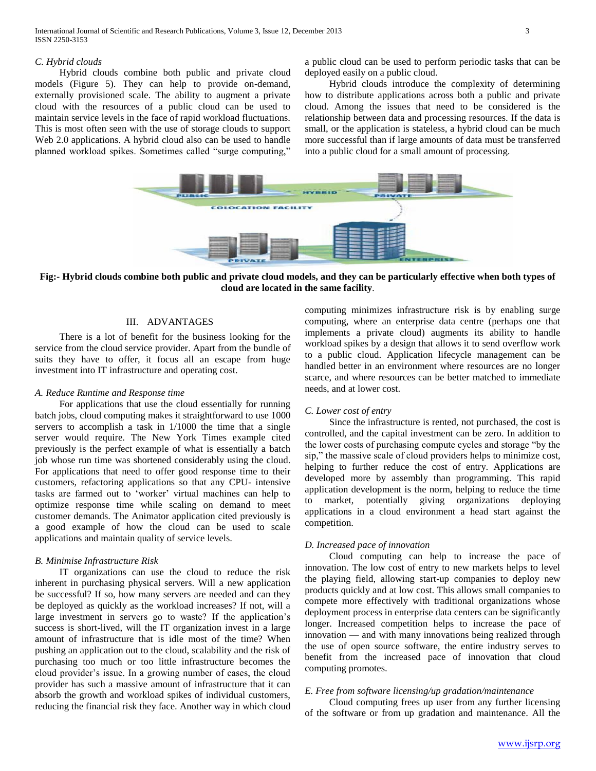### C. Hybrid clouds

Hybrid clouds combine both public and private cloud models (Figure 5). They can help to provide on-demand, externally provisioned scale. The ability to augment a private cloud with the resources of a public cloud can be used to maintain service levels in the face of rapid workload fluctuations. This is most often seen with the use of storage clouds to support Web 2.0 applications. A hybrid cloud also can be used to handle planned workload spikes. Sometimes called "surge computing," a public cloud can be used to perform periodic tasks that can be deployed easily on a public cloud.

Hybrid clouds introduce the complexity of determining how to distribute applications across both a public and private cloud. Among the issues that need to be considered is the relationship between data and processing resources. If the data is small, or the application is stateless, a hybrid cloud can be much more successful than if large amounts of data must be transferred into a public cloud for a small amount of processing.

PUBLIC

HYBRID

PRIVATE

COLOCATION FACILITY

PRIVATE

ENTERPRISE

**Fig:- Hybrid clouds combine both public and private cloud models, and they can be particularly effective when both types of cloud are located in the same facility**.

## III. ADVANTAGES

There is a lot of benefit for the business looking for the service from the cloud service provider. Apart from the bundle of suits they have to offer, it focus all an escape from huge investment into IT infrastructure and operating cost.

### A. Reduce Runtime and Response time

For applications that use the cloud essentially for running batch jobs, cloud computing makes it straightforward to use 1000 servers to accomplish a task in 1/1000 the time that a single server would require. The New York Times example cited previously is the perfect example of what is essentially a batch job whose run time was shortened considerably using the cloud. For applications that need to offer good response time to their customers, refactoring applications so that any CPU- intensive tasks are farmed out to 'worker' virtual machines can help to optimize response time while scaling on demand to meet customer demands. The Animator application cited previously is a good example of how the cloud can be used to scale applications and maintain quality of service levels.

### B. Minimise Infrastructure Risk

IT organizations can use the cloud to reduce the risk inherent in purchasing physical servers. Will a new application be successful? If so, how many servers are needed and can they be deployed as quickly as the workload increases? If not, will a large investment in servers go to waste? If the application's success is short-lived, will the IT organization invest in a large amount of infrastructure that is idle most of the time? When pushing an application out to the cloud, scalability and the risk of purchasing too much or too little infrastructure becomes the cloud provider's issue. In a growing number of cases, the cloud provider has such a massive amount of infrastructure that it can absorb the growth and workload spikes of individual customers, reducing the financial risk they face. Another way in which cloud computing minimizes infrastructure risk is by enabling surge computing, where an enterprise data centre (perhaps one that implements a private cloud) augments its ability to handle workload spikes by a design that allows it to send overflow work to a public cloud. Application lifecycle management can be handled better in an environment where resources are no longer scarce, and where resources can be better matched to immediate needs, and at lower cost.

### C. Lower cost of entry

Since the infrastructure is rented, not purchased, the cost is controlled, and the capital investment can be zero. In addition to the lower costs of purchasing compute cycles and storage "by the sip," the massive scale of cloud providers helps to minimize cost, helping to further reduce the cost of entry. Applications are developed more by assembly than programming. This rapid application development is the norm, helping to reduce the time to market, potentially giving organizations deploying applications in a cloud environment a head start against the competition.

### D. Increased pace of innovation

Cloud computing can help to increase the pace of innovation. The low cost of entry to new markets helps to level the playing field, allowing start-up companies to deploy new products quickly and at low cost. This allows small companies to compete more effectively with traditional organizations whose deployment process in enterprise data centers can be significantly longer. Increased competition helps to increase the pace of innovation — and with many innovations being realized through the use of open source software, the entire industry serves to benefit from the increased pace of innovation that cloud computing promotes.

### E. Free from software licensing/up gradation/maintenance

Cloud computing frees up user from any further licensing of the software or from up gradation and maintenance. All the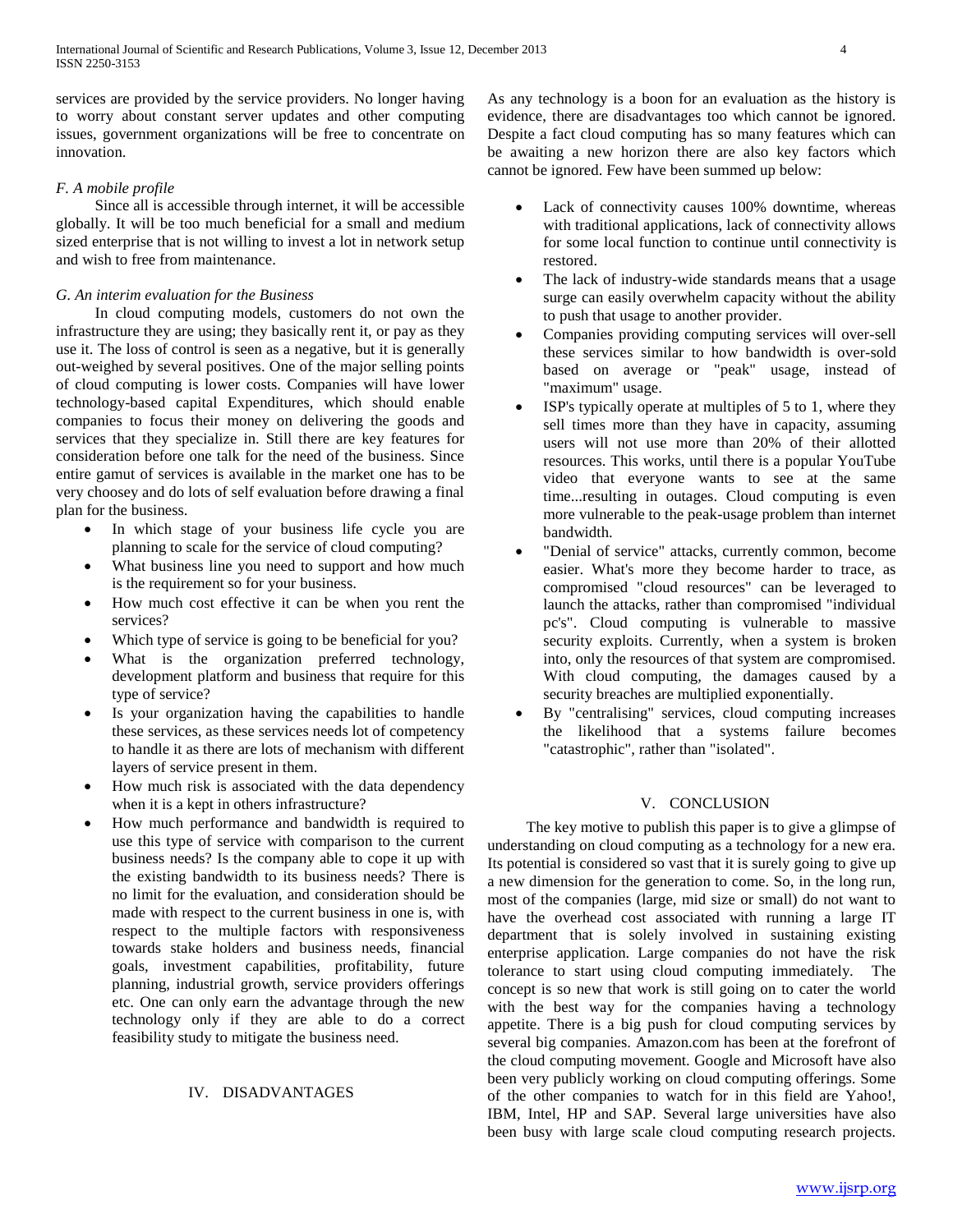services are provided by the service providers. No longer having to worry about constant server updates and other computing issues, government organizations will be free to concentrate on innovation.

### *F. A mobile profile*

Since all is accessible through internet, it will be accessible globally. It will be too much beneficial for a small and medium sized enterprise that is not willing to invest a lot in network setup and wish to free from maintenance.

### *G. An interim evaluation for the Business*

In cloud computing models, customers do not own the infrastructure they are using; they basically rent it, or pay as they use it. The loss of control is seen as a negative, but it is generally out-weighed by several positives. One of the major selling points of cloud computing is lower costs. Companies will have lower technology-based capital Expenditures, which should enable companies to focus their money on delivering the goods and services that they specialize in. Still there are key features for consideration before one talk for the need of the business. Since entire gamut of services is available in the market one has to be very choosey and do lots of self evaluation before drawing a final plan for the business.

- In which stage of your business life cycle you are planning to scale for the service of cloud computing?
- What business line you need to support and how much is the requirement so for your business.
- How much cost effective it can be when you rent the services?
- Which type of service is going to be beneficial for you?
- What is the organization preferred technology, development platform and business that require for this type of service?
- Is your organization having the capabilities to handle these services, as these services needs lot of competency to handle it as there are lots of mechanism with different layers of service present in them.
- How much risk is associated with the data dependency when it is a kept in others infrastructure?
- How much performance and bandwidth is required to use this type of service with comparison to the current business needs? Is the company able to cope it up with the existing bandwidth to its business needs? There is no limit for the evaluation, and consideration should be made with respect to the current business in one is, with respect to the multiple factors with responsiveness towards stake holders and business needs, financial goals, investment capabilities, profitability, future planning, industrial growth, service providers offerings etc. One can only earn the advantage through the new technology only if they are able to do a correct feasibility study to mitigate the business need.

## IV. DISADVANTAGES

As any technology is a boon for an evaluation as the history is evidence, there are disadvantages too which cannot be ignored. Despite a fact cloud computing has so many features which can be awaiting a new horizon there are also key factors which cannot be ignored. Few have been summed up below:

- Lack of connectivity causes 100% downtime, whereas with traditional applications, lack of connectivity allows for some local function to continue until connectivity is restored.
- The lack of industry-wide standards means that a usage surge can easily overwhelm capacity without the ability to push that usage to another provider.
- Companies providing computing services will over-sell these services similar to how bandwidth is over-sold based on average or "peak" usage, instead of "maximum" usage.
- ISP's typically operate at multiples of 5 to 1, where they sell times more than they have in capacity, assuming users will not use more than 20% of their allotted resources. This works, until there is a popular YouTube video that everyone wants to see at the same time...resulting in outages. Cloud computing is even more vulnerable to the peak-usage problem than internet bandwidth.
- "Denial of service" attacks, currently common, become easier. What's more they become harder to trace, as compromised "cloud resources" can be leveraged to launch the attacks, rather than compromised "individual pc's". Cloud computing is vulnerable to massive security exploits. Currently, when a system is broken into, only the resources of that system are compromised. With cloud computing, the damages caused by a security breaches are multiplied exponentially.
- By "centralising" services, cloud computing increases the likelihood that a systems failure becomes "catastrophic", rather than "isolated".

## V. CONCLUSION

The key motive to publish this paper is to give a glimpse of understanding on cloud computing as a technology for a new era. Its potential is considered so vast that it is surely going to give up a new dimension for the generation to come. So, in the long run, most of the companies (large, mid size or small) do not want to have the overhead cost associated with running a large IT department that is solely involved in sustaining existing enterprise application. Large companies do not have the risk tolerance to start using cloud computing immediately. The concept is so new that work is still going on to cater the world with the best way for the companies having a technology appetite. There is a big push for cloud computing services by several big companies. Amazon.com has been at the forefront of the cloud computing movement. Google and Microsoft have also been very publicly working on cloud computing offerings. Some of the other companies to watch for in this field are Yahoo!, IBM, Intel, HP and SAP. Several large universities have also been busy with large scale cloud computing research projects.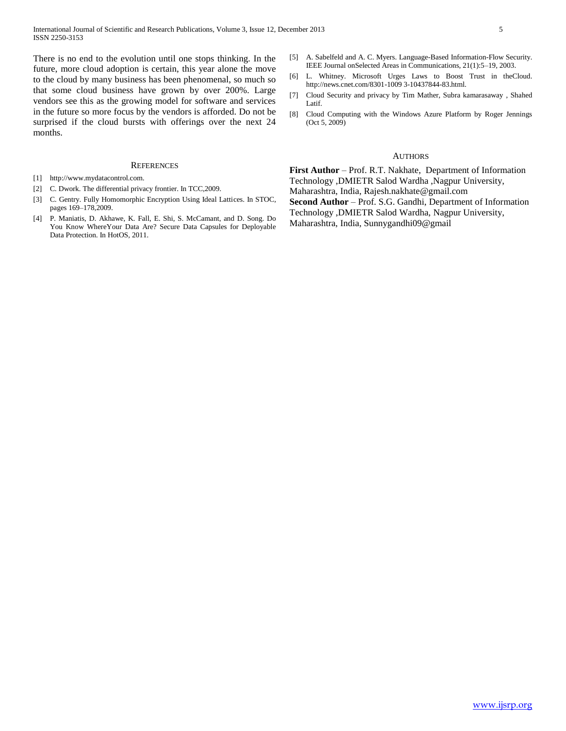There is no end to the evolution until one stops thinking. In the future, more cloud adoption is certain, this year alone the move to the cloud by many business has been phenomenal, so much so that some cloud business have grown by over 200%. Large vendors see this as the growing model for software and services in the future so more focus by the vendors is afforded. Do not be surprised if the cloud bursts with offerings over the next 24 months.

## References

[1] http://www.mydatacontrol.com.

[2] C. Dwork. The differential privacy frontier. In TCC,2009.

[3] C. Gentry. Fully Homomorphic Encryption Using Ideal Lattices. In STOC, pages 169–178,2009.

[4] P. Maniatis, D. Akhawe, K. Fall, E. Shi, S. McCamant, and D. Song. Do You Know WhereYour Data Are? Secure Data Capsules for Deployable Data Protection. In HotOS, 2011.

[5] A. Sabelfeld and A. C. Myers. Language-Based Information-Flow Security. IEEE Journal onSelected Areas in Communications, 21(1):5–19, 2003.

[6] L. Whitney. Microsoft Urges Laws to Boost Trust in theCloud. http://news.cnet.com/8301-1009 3-10437844-83.html.

[7] Cloud Security and privacy by Tim Mather, Subra kamarasaway , Shahed Latif.

[8] Cloud Computing with the Windows Azure Platform by Roger Jennings (Oct 5, 2009)

## Authors

**First Author** – Prof. R.T. Nakhate, Department of Information Technology ,DMIETR Salod Wardha ,Nagpur University, Maharashtra, India, Rajesh.nakhate@gmail.com

**Second Author** – Prof. S.G. Gandhi, Department of Information Technology ,DMIETR Salod Wardha, Nagpur University, Maharashtra, India, Sunnygandhi09@gmail